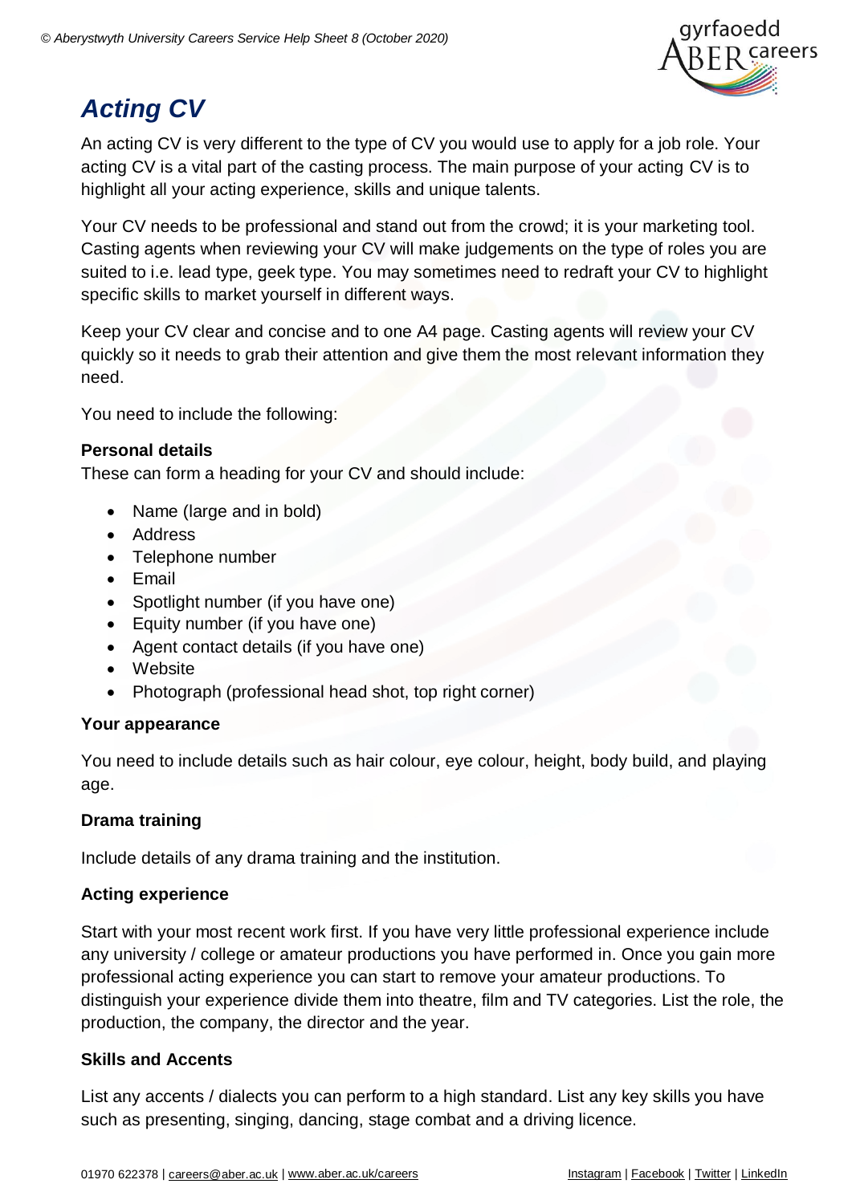# Acting CV

An acting CV is very different to the type of CV you would use to apply for a job role. Your acting CV is a vital part of the casting process. The main purpose of your acting CV is to highlight all your acting experience, skills and unique talents.

Your CV needs to be professional and stand out from the crowd; it is your marketing tool. Casting agents when reviewing your CV will make judgements on the type of roles you are suited to i.e. lead type, geek type. You may sometimes need to redraft your CV to highlight specific skills to market yourself in different ways.

Keep your CV clear and concise and to one A4 page. Casting agents will review your CV quickly so it needs to grab their attention and give them the most relevant information they need.

You need to include the following:

**Personal details**
These can form a heading for your CV and should include:

- Name (large and in bold)
- Address
- Telephone number
- Email
- Spotlight number (if you have one)
- Equity number (if you have one)
- Agent contact details (if you have one)
- Website
- Photograph (professional head shot, top right corner)

**Your appearance**

You need to include details such as hair colour, eye colour, height, body build, and playing age.

**Drama training**

Include details of any drama training and the institution.

**Acting experience**

Start with your most recent work first. If you have very little professional experience include any university / college or amateur productions you have performed in. Once you gain more professional acting experience you can start to remove your amateur productions. To distinguish your experience divide them into theatre, film and TV categories. List the role, the production, the company, the director and the year.

**Skills and Accents**

List any accents / dialects you can perform to a high standard. List any key skills you have such as presenting, singing, dancing, stage combat and a driving licence.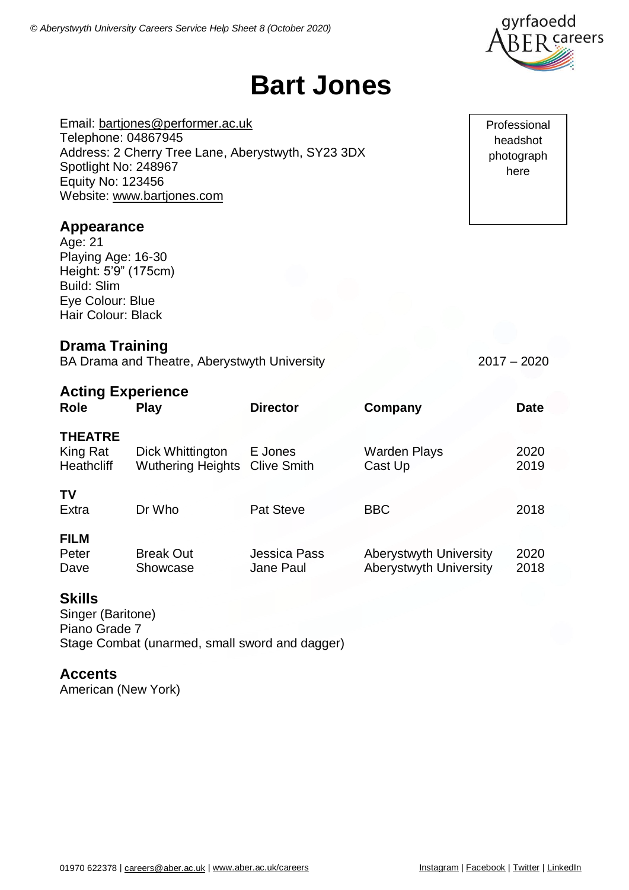# Bart Jones

Professional headshot photograph here

Email: bartjones@performer.ac.uk
Telephone: 04867945
Address: 2 Cherry Tree Lane, Aberystwyth, SY23 3DX
Spotlight No: 248967
Equity No: 123456
Website: www.bartjones.com

## Appearance

Age: 21
Playing Age: 16-30
Height: 5'9" (175cm)
Build: Slim
Eye Colour: Blue
Hair Colour: Black

## Drama Training

BA Drama and Theatre, Aberystwyth University 2017 – 2020

## Acting Experience

| Role | Play | Director | Company | Date |
|---|---|---|---|---|
| **THEATRE** | | | | |
| King Rat | Dick Whittington | E Jones | Warden Plays | 2020 |
| Heathcliff | Wuthering Heights | Clive Smith | Cast Up | 2019 |
| **TV** | | | | |
| Extra | Dr Who | Pat Steve | BBC | 2018 |
| **FILM** | | | | |
| Peter | Break Out | Jessica Pass | Aberystwyth University | 2020 |
| Dave | Showcase | Jane Paul | Aberystwyth University | 2018 |

## Skills

Singer (Baritone)
Piano Grade 7
Stage Combat (unarmed, small sword and dagger)

## Accents

American (New York)